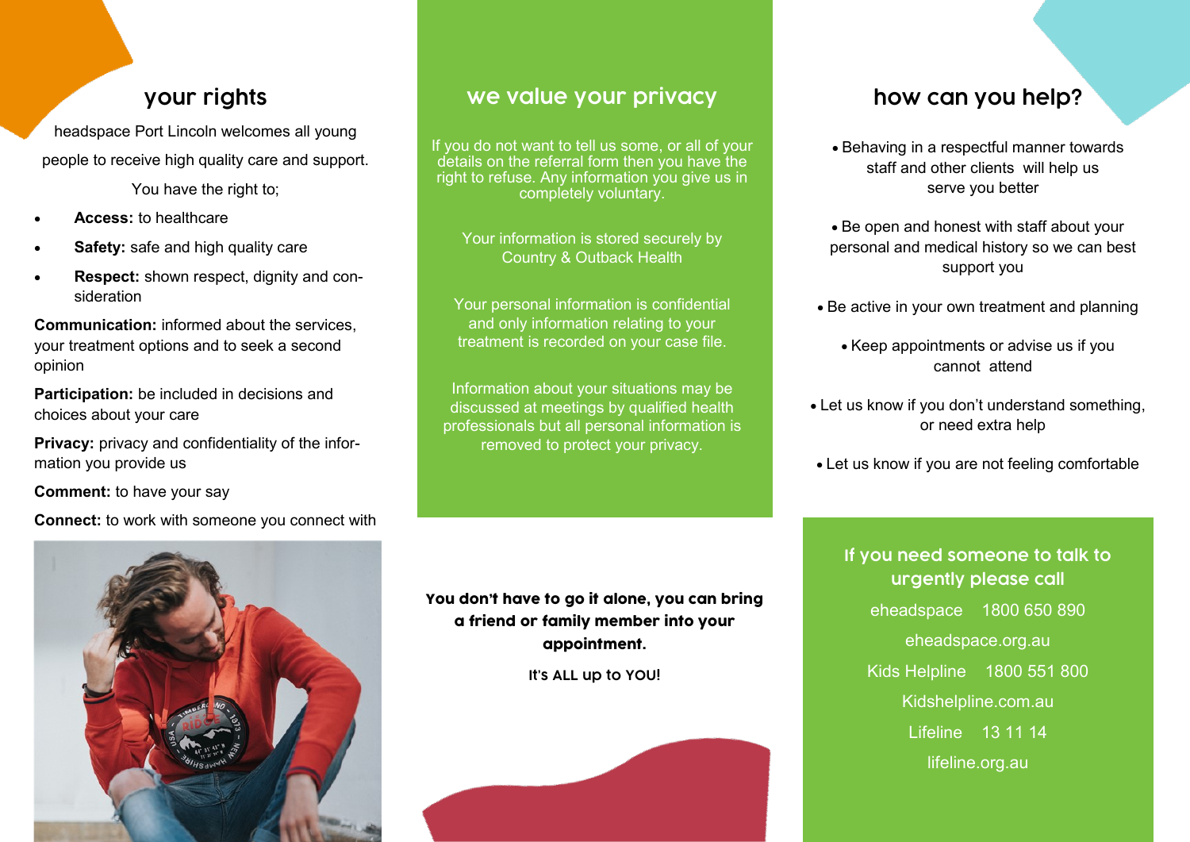## your rights

headspace Port Lincoln welcomes all young people to receive high quality care and support.

You have the right to;

- **Access:** to healthcare
- **Safety:** safe and high quality care
- **Respect:** shown respect, dignity and consideration

**Communication:** informed about the services, your treatment options and to seek a second opinion

**Participation:** be included in decisions and choices about your care

**Privacy:** privacy and confidentiality of the information you provide us

**Comment:** to have your say

**Connect:** to work with someone you connect with

## we value your privacy

If you do not want to tell us some, or all of your details on the referral form then you have the right to refuse. Any information you give us in completely voluntary.

Your information is stored securely by Country & Outback Health

Your personal information is confidential and only information relating to your treatment is recorded on your case file.

Information about your situations may be discussed at meetings by qualified health professionals but all personal information is removed to protect your privacy.

**You don't have to go it alone, you can bring a friend or family member into your appointment.**

**It's ALL up to YOU!**

## how can you help?

- Behaving in a respectful manner towards staff and other clients will help us serve you better
- Be open and honest with staff about your personal and medical history so we can best support you
- Be active in your own treatment and planning
- Keep appointments or advise us if you cannot attend
- Let us know if you don't understand something, or need extra help
- Let us know if you are not feeling comfortable

### If you need someone to talk to urgently please call

eheadspace 1800 650 890

eheadspace.org.au

Kids Helpline 1800 551 800

Kidshelpline.com.au

Lifeline 13 11 14

lifeline.org.au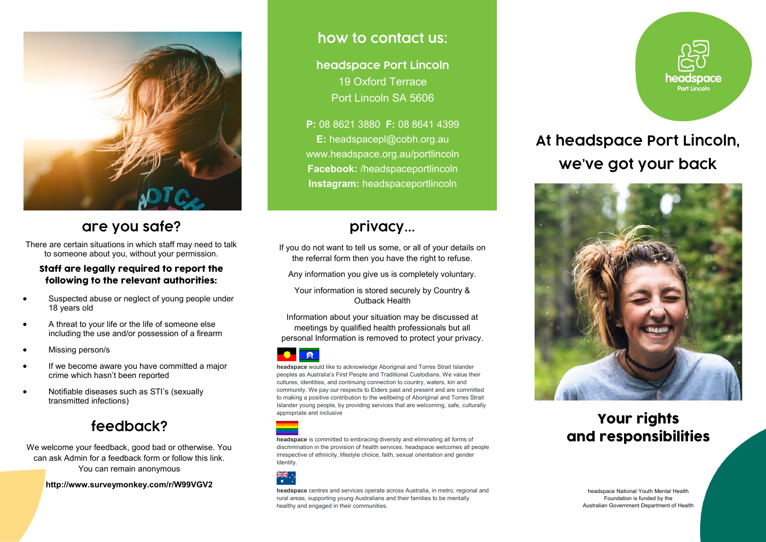## are you safe?

There are certain situations in which staff may need to talk to someone about you, without your permission.

**Staff are legally required to report the following to the relevant authorities:**

- Suspected abuse or neglect of young people under 18 years old
- A threat to your life or the life of someone else including the use and/or possession of a firearm
- Missing person/s
- If we become aware you have committed a major crime which hasn't been reported
- Notifiable diseases such as STI's (sexually transmitted infections)

## feedback?

We welcome your feedback, good bad or otherwise. You can ask Admin for a feedback form or follow this link. You can remain anonymous

**http://www.surveymonkey.com/r/W99VGV2**

## how to contact us:

**headspace Port Lincoln**
19 Oxford Terrace
Port Lincoln SA 5606

**P:** 08 8621 3880 **F:** 08 8641 4399
**E:** headspacepl@cobh.org.au
www.headspace.org.au/portlincoln
**Facebook:** /headspaceportlincoln
**Instagram:** headspaceportlincoln

## privacy...

If you do not want to tell us some, or all of your details on the referral form then you have the right to refuse.

Any information you give us is completely voluntary.

Your information is stored securely by Country & Outback Health

Information about your situation may be discussed at meetings by qualified health professionals but all personal Information is removed to protect your privacy.

**headspace** would like to acknowledge Aboriginal and Torres Strait Islander peoples as Australia's First People and Traditional Custodians. We value their cultures, identities, and continuing connection to country, waters, kin and community. We pay our respects to Elders past and present and are committed to making a positive contribution to the wellbeing of Aboriginal and Torres Strait Islander young people, by providing services that are welcoming, safe, culturally appropriate and inclusive

**headspace** is committed to embracing diversity and eliminating all forms of discrimination in the provision of health services. headspace welcomes all people irrespective of ethnicity, lifestyle choice, faith, sexual orientation and gender Identity.

**headspace** centres and services operate across Australia, in metro, regional and rural areas, supporting young Australians and their families to be mentally healthy and engaged in their communities.

headspace Port Lincoln

# At headspace Port Lincoln, we've got your back

## Your rights and responsibilities

headspace National Youth Mental Health Foundation is funded by the Australian Government Department of Health